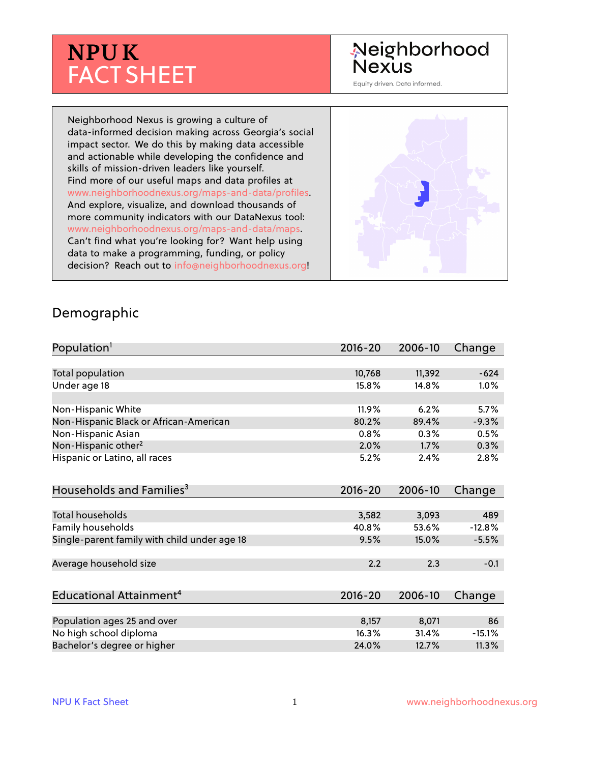# NPU K FACT SHEET

Neighborhood Nexus

Equity driven. Data informed.

Neighborhood Nexus is growing a culture of data-informed decision making across Georgia's social impact sector. We do this by making data accessible and actionable while developing the confidence and skills of mission-driven leaders like yourself. Find more of our useful maps and data profiles at www.neighborhoodnexus.org/maps-and-data/profiles. And explore, visualize, and download thousands of more community indicators with our DataNexus tool: www.neighborhoodnexus.org/maps-and-data/maps. Can't find what you're looking for? Want help using data to make a programming, funding, or policy decision? Reach out to info@neighborhoodnexus.org!

## Demographic

| Population[1] | 2016-20 | 2006-10 | Change |
|---|---|---|---|
| Total population | 10,768 | 11,392 | -624 |
| Under age 18 | 15.8% | 14.8% | 1.0% |
| | | | |
| Non-Hispanic White | 11.9% | 6.2% | 5.7% |
| Non-Hispanic Black or African-American | 80.2% | 89.4% | -9.3% |
| Non-Hispanic Asian | 0.8% | 0.3% | 0.5% |
| Non-Hispanic other[2] | 2.0% | 1.7% | 0.3% |
| Hispanic or Latino, all races | 5.2% | 2.4% | 2.8% |

| Households and Families[3] | 2016-20 | 2006-10 | Change |
|---|---|---|---|
| Total households | 3,582 | 3,093 | 489 |
| Family households | 40.8% | 53.6% | -12.8% |
| Single-parent family with child under age 18 | 9.5% | 15.0% | -5.5% |
| | | | |
| Average household size | 2.2 | 2.3 | -0.1 |

| Educational Attainment[4] | 2016-20 | 2006-10 | Change |
|---|---|---|---|
| Population ages 25 and over | 8,157 | 8,071 | 86 |
| No high school diploma | 16.3% | 31.4% | -15.1% |
| Bachelor's degree or higher | 24.0% | 12.7% | 11.3% |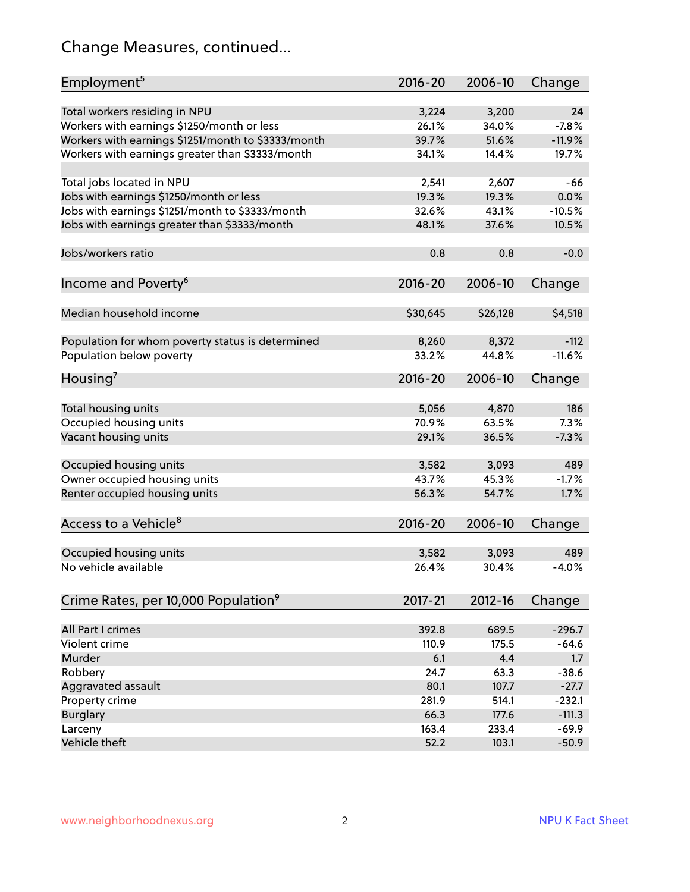# Change Measures, continued...

| Employment[5] | 2016-20 | 2006-10 | Change |
|---|---|---|---|
| Total workers residing in NPU | 3,224 | 3,200 | 24 |
| Workers with earnings $1250/month or less | 26.1% | 34.0% | -7.8% |
| Workers with earnings $1251/month to $3333/month | 39.7% | 51.6% | -11.9% |
| Workers with earnings greater than $3333/month | 34.1% | 14.4% | 19.7% |
| | | | |
| Total jobs located in NPU | 2,541 | 2,607 | -66 |
| Jobs with earnings $1250/month or less | 19.3% | 19.3% | 0.0% |
| Jobs with earnings $1251/month to $3333/month | 32.6% | 43.1% | -10.5% |
| Jobs with earnings greater than $3333/month | 48.1% | 37.6% | 10.5% |
| | | | |
| Jobs/workers ratio | 0.8 | 0.8 | -0.0 |

| Income and Poverty[6] | 2016-20 | 2006-10 | Change |
|---|---|---|---|
| Median household income | $30,645 | $26,128 | $4,518 |
| | | | |
| Population for whom poverty status is determined | 8,260 | 8,372 | -112 |
| Population below poverty | 33.2% | 44.8% | -11.6% |

| Housing[7] | 2016-20 | 2006-10 | Change |
|---|---|---|---|
| Total housing units | 5,056 | 4,870 | 186 |
| Occupied housing units | 70.9% | 63.5% | 7.3% |
| Vacant housing units | 29.1% | 36.5% | -7.3% |
| | | | |
| Occupied housing units | 3,582 | 3,093 | 489 |
| Owner occupied housing units | 43.7% | 45.3% | -1.7% |
| Renter occupied housing units | 56.3% | 54.7% | 1.7% |

| Access to a Vehicle[8] | 2016-20 | 2006-10 | Change |
|---|---|---|---|
| Occupied housing units | 3,582 | 3,093 | 489 |
| No vehicle available | 26.4% | 30.4% | -4.0% |

| Crime Rates, per 10,000 Population[9] | 2017-21 | 2012-16 | Change |
|---|---|---|---|
| All Part I crimes | 392.8 | 689.5 | -296.7 |
| Violent crime | 110.9 | 175.5 | -64.6 |
| Murder | 6.1 | 4.4 | 1.7 |
| Robbery | 24.7 | 63.3 | -38.6 |
| Aggravated assault | 80.1 | 107.7 | -27.7 |
| Property crime | 281.9 | 514.1 | -232.1 |
| Burglary | 66.3 | 177.6 | -111.3 |
| Larceny | 163.4 | 233.4 | -69.9 |
| Vehicle theft | 52.2 | 103.1 | -50.9 |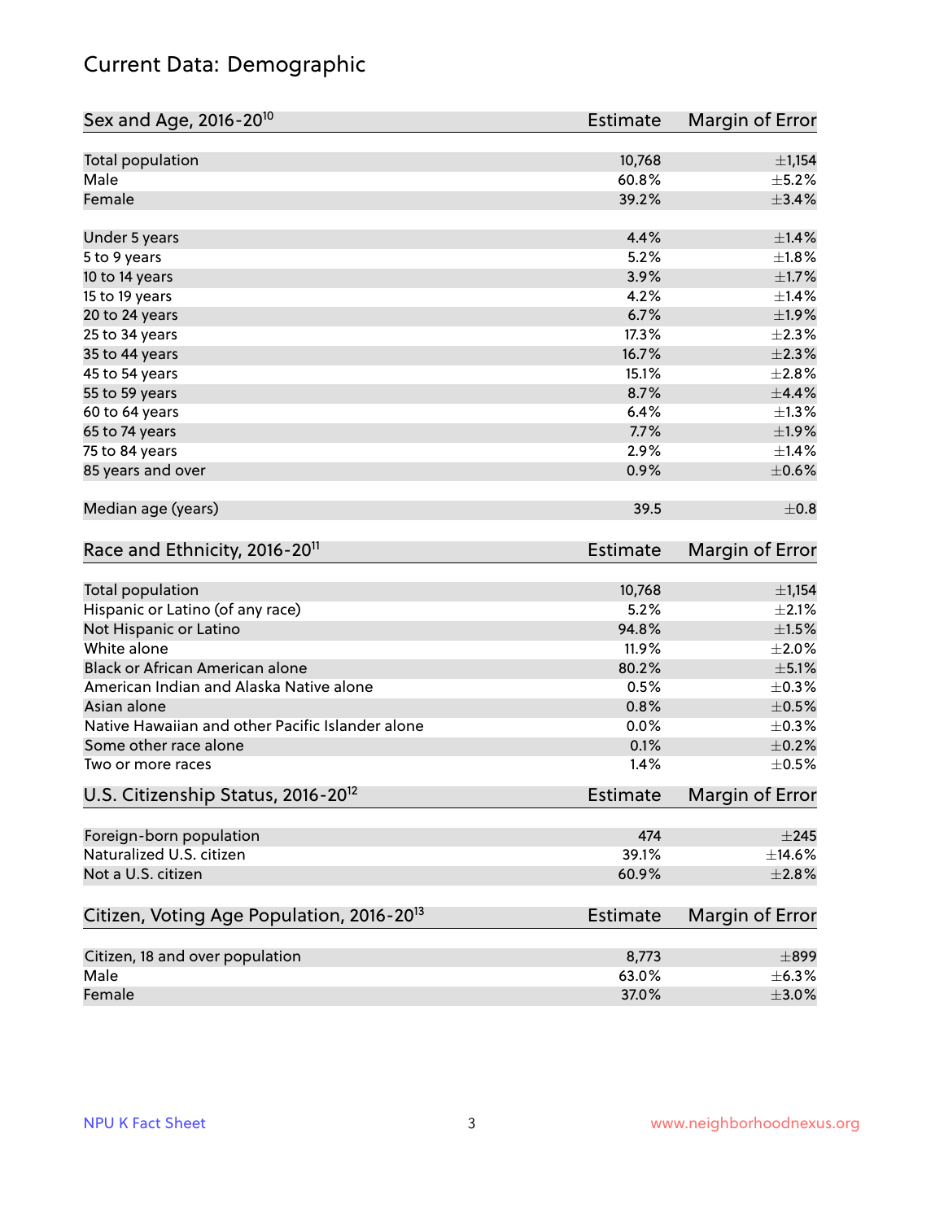# Current Data: Demographic

| Sex and Age, 2016-20[10] | Estimate | Margin of Error |
|---|---|---|
| Total population | 10,768 | ±1,154 |
| Male | 60.8% | ±5.2% |
| Female | 39.2% | ±3.4% |
| | | |
| Under 5 years | 4.4% | ±1.4% |
| 5 to 9 years | 5.2% | ±1.8% |
| 10 to 14 years | 3.9% | ±1.7% |
| 15 to 19 years | 4.2% | ±1.4% |
| 20 to 24 years | 6.7% | ±1.9% |
| 25 to 34 years | 17.3% | ±2.3% |
| 35 to 44 years | 16.7% | ±2.3% |
| 45 to 54 years | 15.1% | ±2.8% |
| 55 to 59 years | 8.7% | ±4.4% |
| 60 to 64 years | 6.4% | ±1.3% |
| 65 to 74 years | 7.7% | ±1.9% |
| 75 to 84 years | 2.9% | ±1.4% |
| 85 years and over | 0.9% | ±0.6% |
| | | |
| Median age (years) | 39.5 | ±0.8 |

| Race and Ethnicity, 2016-20[11] | Estimate | Margin of Error |
|---|---|---|
| Total population | 10,768 | ±1,154 |
| Hispanic or Latino (of any race) | 5.2% | ±2.1% |
| Not Hispanic or Latino | 94.8% | ±1.5% |
| White alone | 11.9% | ±2.0% |
| Black or African American alone | 80.2% | ±5.1% |
| American Indian and Alaska Native alone | 0.5% | ±0.3% |
| Asian alone | 0.8% | ±0.5% |
| Native Hawaiian and other Pacific Islander alone | 0.0% | ±0.3% |
| Some other race alone | 0.1% | ±0.2% |
| Two or more races | 1.4% | ±0.5% |

| U.S. Citizenship Status, 2016-20[12] | Estimate | Margin of Error |
|---|---|---|
| Foreign-born population | 474 | ±245 |
| Naturalized U.S. citizen | 39.1% | ±14.6% |
| Not a U.S. citizen | 60.9% | ±2.8% |

| Citizen, Voting Age Population, 2016-20[13] | Estimate | Margin of Error |
|---|---|---|
| Citizen, 18 and over population | 8,773 | ±899 |
| Male | 63.0% | ±6.3% |
| Female | 37.0% | ±3.0% |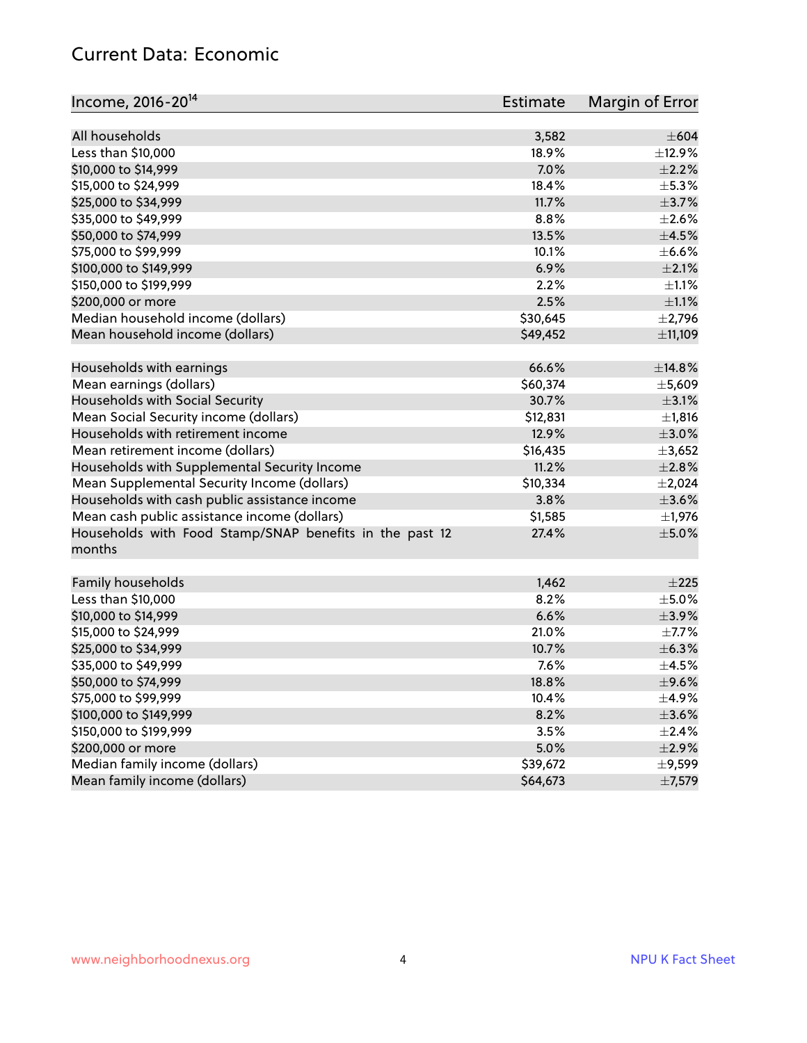## Current Data: Economic

| Income, 2016-20[14] | Estimate | Margin of Error |
|---|---|---|
| All households | 3,582 | ±604 |
| Less than $10,000 | 18.9% | ±12.9% |
| $10,000 to $14,999 | 7.0% | ±2.2% |
| $15,000 to $24,999 | 18.4% | ±5.3% |
| $25,000 to $34,999 | 11.7% | ±3.7% |
| $35,000 to $49,999 | 8.8% | ±2.6% |
| $50,000 to $74,999 | 13.5% | ±4.5% |
| $75,000 to $99,999 | 10.1% | ±6.6% |
| $100,000 to $149,999 | 6.9% | ±2.1% |
| $150,000 to $199,999 | 2.2% | ±1.1% |
| $200,000 or more | 2.5% | ±1.1% |
| Median household income (dollars) | $30,645 | ±2,796 |
| Mean household income (dollars) | $49,452 | ±11,109 |
| | | |
| Households with earnings | 66.6% | ±14.8% |
| Mean earnings (dollars) | $60,374 | ±5,609 |
| Households with Social Security | 30.7% | ±3.1% |
| Mean Social Security income (dollars) | $12,831 | ±1,816 |
| Households with retirement income | 12.9% | ±3.0% |
| Mean retirement income (dollars) | $16,435 | ±3,652 |
| Households with Supplemental Security Income | 11.2% | ±2.8% |
| Mean Supplemental Security Income (dollars) | $10,334 | ±2,024 |
| Households with cash public assistance income | 3.8% | ±3.6% |
| Mean cash public assistance income (dollars) | $1,585 | ±1,976 |
| Households with Food Stamp/SNAP benefits in the past 12 months | 27.4% | ±5.0% |
| | | |
| Family households | 1,462 | ±225 |
| Less than $10,000 | 8.2% | ±5.0% |
| $10,000 to $14,999 | 6.6% | ±3.9% |
| $15,000 to $24,999 | 21.0% | ±7.7% |
| $25,000 to $34,999 | 10.7% | ±6.3% |
| $35,000 to $49,999 | 7.6% | ±4.5% |
| $50,000 to $74,999 | 18.8% | ±9.6% |
| $75,000 to $99,999 | 10.4% | ±4.9% |
| $100,000 to $149,999 | 8.2% | ±3.6% |
| $150,000 to $199,999 | 3.5% | ±2.4% |
| $200,000 or more | 5.0% | ±2.9% |
| Median family income (dollars) | $39,672 | ±9,599 |
| Mean family income (dollars) | $64,673 | ±7,579 |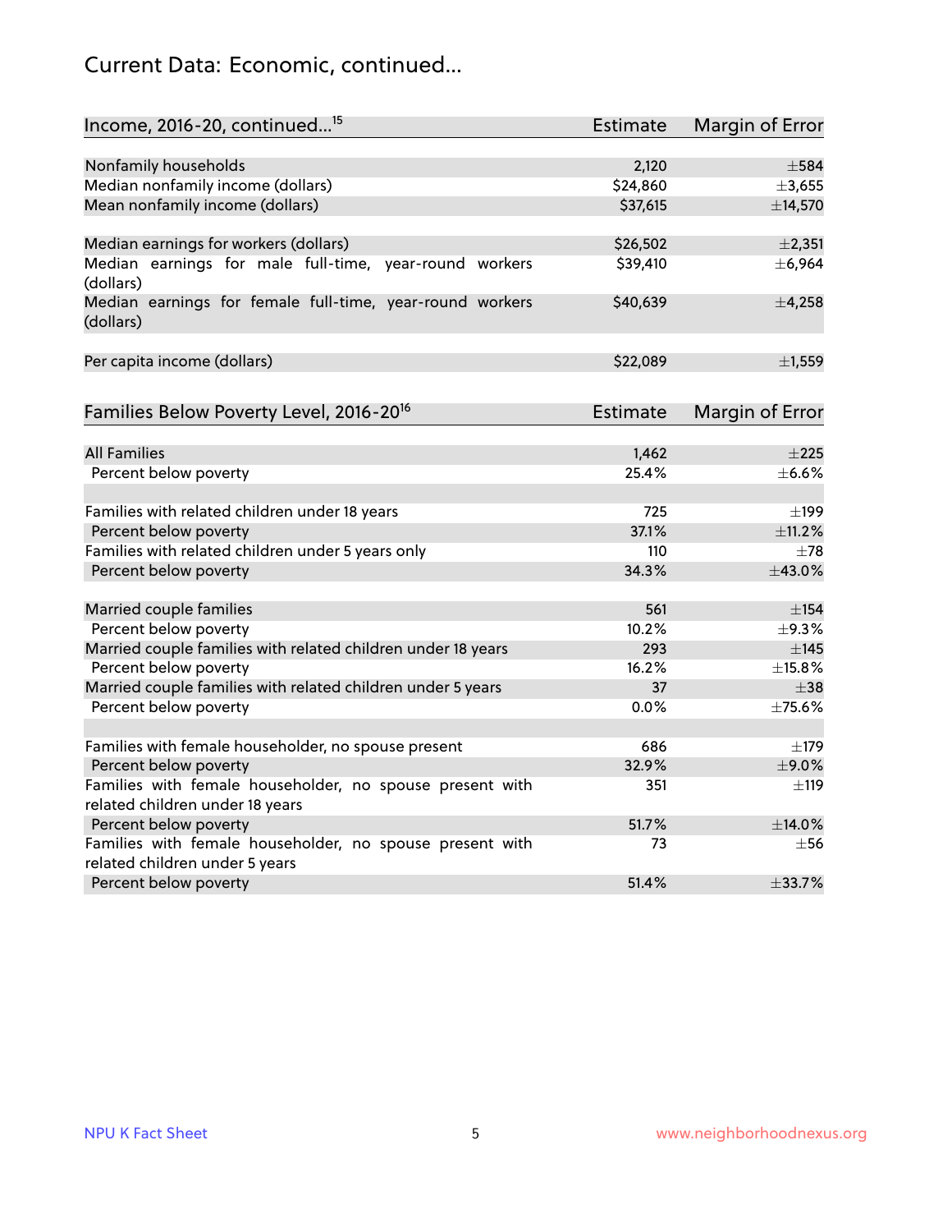## Current Data: Economic, continued...

| Income, 2016-20, continued...[15] | Estimate | Margin of Error |
|---|---|---|
| Nonfamily households | 2,120 | ±584 |
| Median nonfamily income (dollars) | $24,860 | ±3,655 |
| Mean nonfamily income (dollars) | $37,615 | ±14,570 |
| Median earnings for workers (dollars) | $26,502 | ±2,351 |
| Median earnings for male full-time, year-round workers (dollars) | $39,410 | ±6,964 |
| Median earnings for female full-time, year-round workers (dollars) | $40,639 | ±4,258 |
| Per capita income (dollars) | $22,089 | ±1,559 |

| Families Below Poverty Level, 2016-20[16] | Estimate | Margin of Error |
|---|---|---|
| All Families | 1,462 | ±225 |
| Percent below poverty | 25.4% | ±6.6% |
| Families with related children under 18 years | 725 | ±199 |
| Percent below poverty | 37.1% | ±11.2% |
| Families with related children under 5 years only | 110 | ±78 |
| Percent below poverty | 34.3% | ±43.0% |
| Married couple families | 561 | ±154 |
| Percent below poverty | 10.2% | ±9.3% |
| Married couple families with related children under 18 years | 293 | ±145 |
| Percent below poverty | 16.2% | ±15.8% |
| Married couple families with related children under 5 years | 37 | ±38 |
| Percent below poverty | 0.0% | ±75.6% |
| Families with female householder, no spouse present | 686 | ±179 |
| Percent below poverty | 32.9% | ±9.0% |
| Families with female householder, no spouse present with related children under 18 years | 351 | ±119 |
| Percent below poverty | 51.7% | ±14.0% |
| Families with female householder, no spouse present with related children under 5 years | 73 | ±56 |
| Percent below poverty | 51.4% | ±33.7% |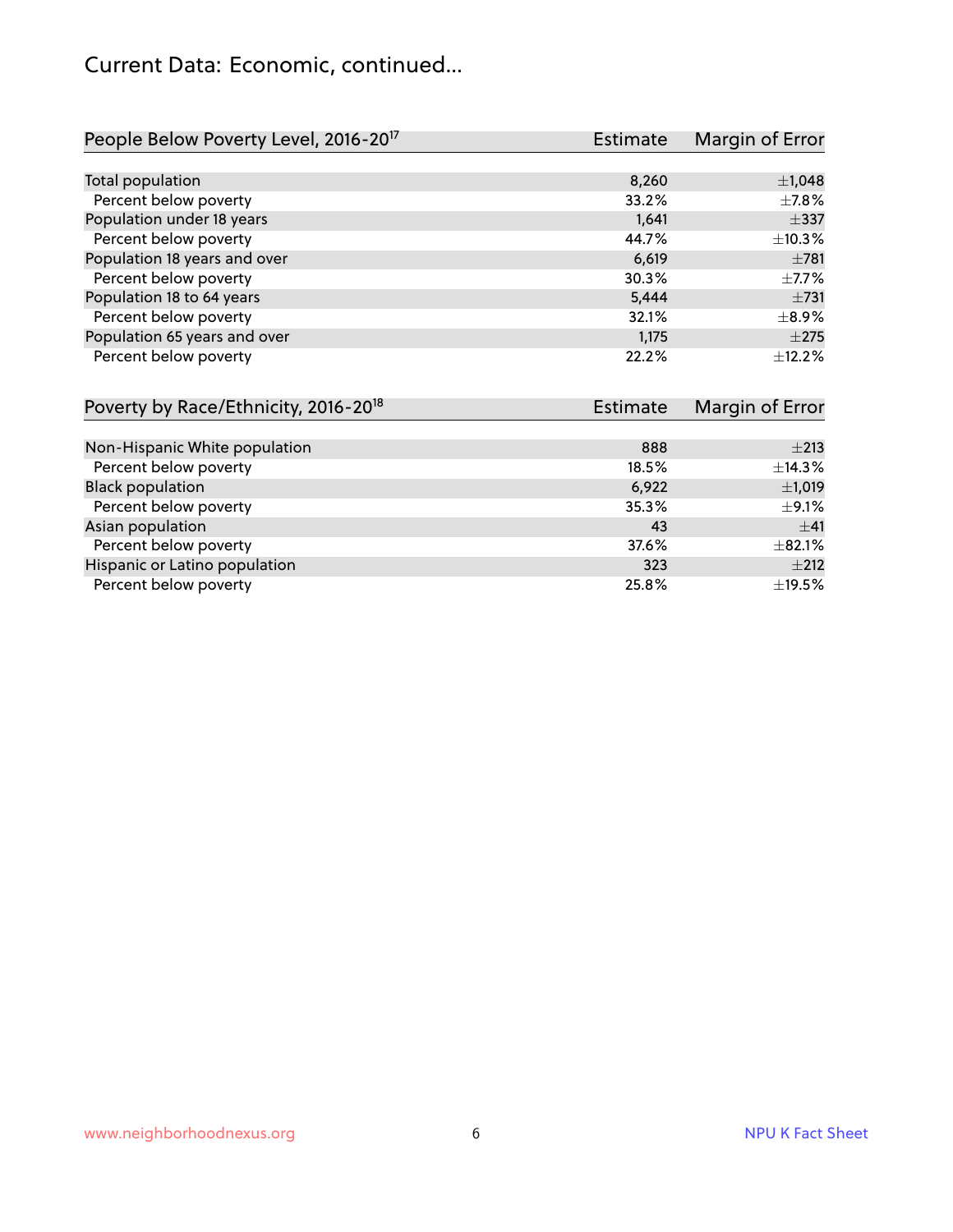# Current Data: Economic, continued...

| People Below Poverty Level, 2016-20[17] | Estimate | Margin of Error |
|---|---|---|
| Total population | 8,260 | ±1,048 |
| Percent below poverty | 33.2% | ±7.8% |
| Population under 18 years | 1,641 | ±337 |
| Percent below poverty | 44.7% | ±10.3% |
| Population 18 years and over | 6,619 | ±781 |
| Percent below poverty | 30.3% | ±7.7% |
| Population 18 to 64 years | 5,444 | ±731 |
| Percent below poverty | 32.1% | ±8.9% |
| Population 65 years and over | 1,175 | ±275 |
| Percent below poverty | 22.2% | ±12.2% |

| Poverty by Race/Ethnicity, 2016-20[18] | Estimate | Margin of Error |
|---|---|---|
| Non-Hispanic White population | 888 | ±213 |
| Percent below poverty | 18.5% | ±14.3% |
| Black population | 6,922 | ±1,019 |
| Percent below poverty | 35.3% | ±9.1% |
| Asian population | 43 | ±41 |
| Percent below poverty | 37.6% | ±82.1% |
| Hispanic or Latino population | 323 | ±212 |
| Percent below poverty | 25.8% | ±19.5% |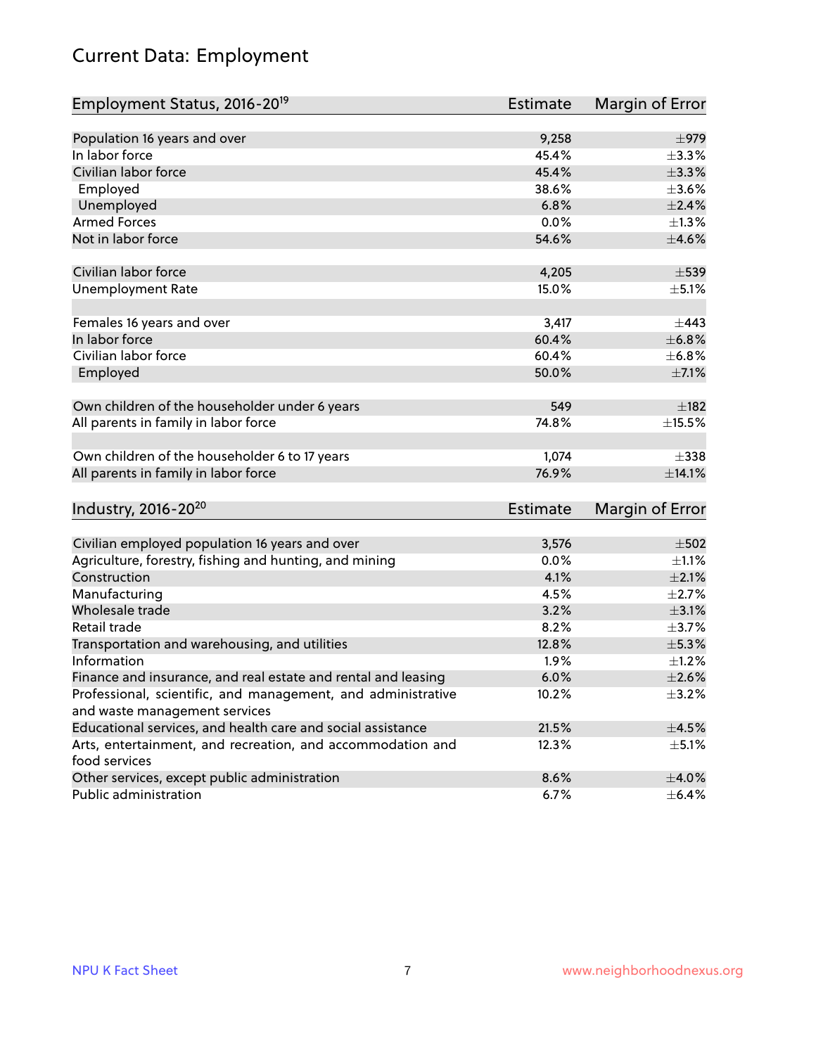# Current Data: Employment

| Employment Status, 2016-20[19] | Estimate | Margin of Error |
|---|---|---|
| Population 16 years and over | 9,258 | ±979 |
| In labor force | 45.4% | ±3.3% |
| Civilian labor force | 45.4% | ±3.3% |
| Employed | 38.6% | ±3.6% |
| Unemployed | 6.8% | ±2.4% |
| Armed Forces | 0.0% | ±1.3% |
| Not in labor force | 54.6% | ±4.6% |
| | | |
| Civilian labor force | 4,205 | ±539 |
| Unemployment Rate | 15.0% | ±5.1% |
| | | |
| Females 16 years and over | 3,417 | ±443 |
| In labor force | 60.4% | ±6.8% |
| Civilian labor force | 60.4% | ±6.8% |
| Employed | 50.0% | ±7.1% |
| | | |
| Own children of the householder under 6 years | 549 | ±182 |
| All parents in family in labor force | 74.8% | ±15.5% |
| | | |
| Own children of the householder 6 to 17 years | 1,074 | ±338 |
| All parents in family in labor force | 76.9% | ±14.1% |

| Industry, 2016-20[20] | Estimate | Margin of Error |
|---|---|---|
| Civilian employed population 16 years and over | 3,576 | ±502 |
| Agriculture, forestry, fishing and hunting, and mining | 0.0% | ±1.1% |
| Construction | 4.1% | ±2.1% |
| Manufacturing | 4.5% | ±2.7% |
| Wholesale trade | 3.2% | ±3.1% |
| Retail trade | 8.2% | ±3.7% |
| Transportation and warehousing, and utilities | 12.8% | ±5.3% |
| Information | 1.9% | ±1.2% |
| Finance and insurance, and real estate and rental and leasing | 6.0% | ±2.6% |
| Professional, scientific, and management, and administrative and waste management services | 10.2% | ±3.2% |
| Educational services, and health care and social assistance | 21.5% | ±4.5% |
| Arts, entertainment, and recreation, and accommodation and food services | 12.3% | ±5.1% |
| Other services, except public administration | 8.6% | ±4.0% |
| Public administration | 6.7% | ±6.4% |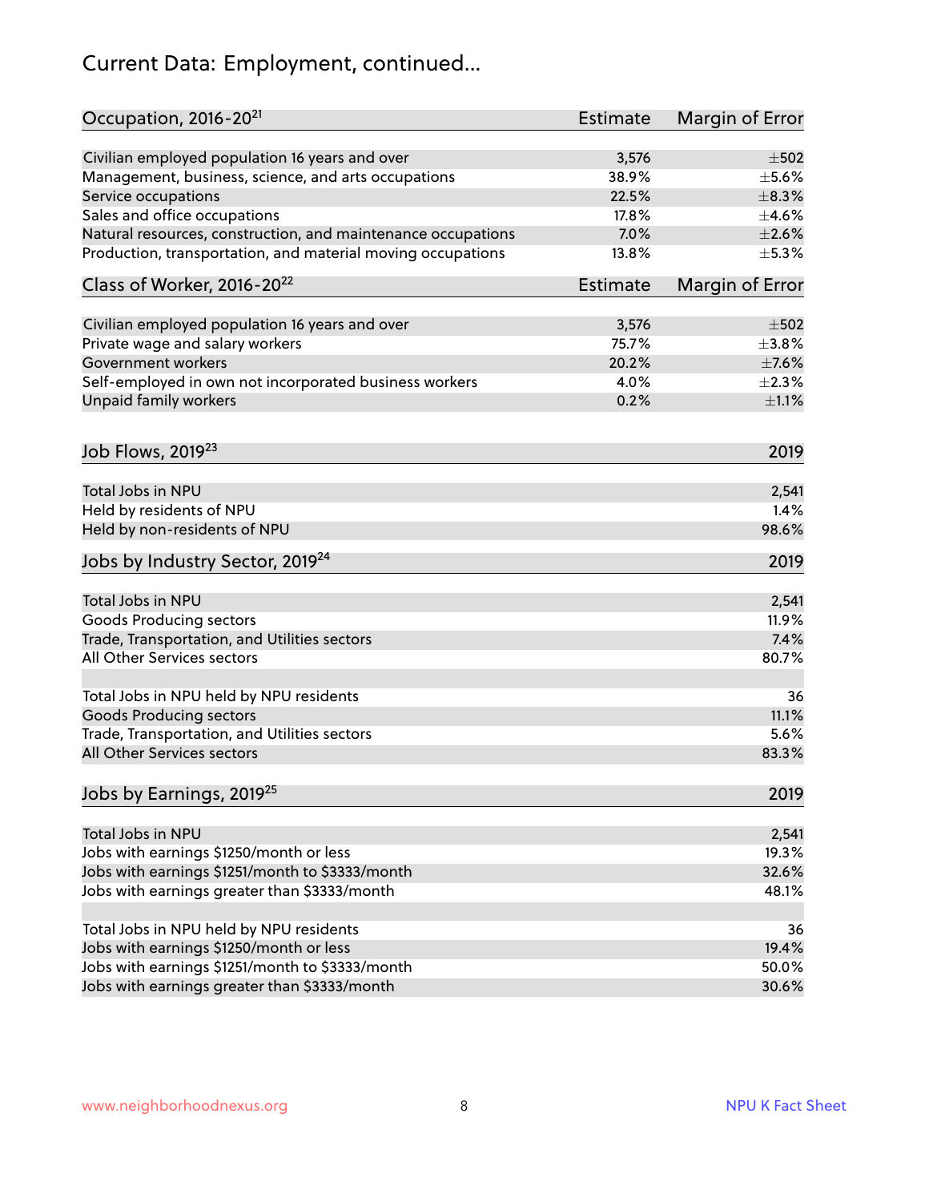# Current Data: Employment, continued...

| Occupation, 2016-20[21] | Estimate | Margin of Error |
|---|---|---|
| Civilian employed population 16 years and over | 3,576 | ±502 |
| Management, business, science, and arts occupations | 38.9% | ±5.6% |
| Service occupations | 22.5% | ±8.3% |
| Sales and office occupations | 17.8% | ±4.6% |
| Natural resources, construction, and maintenance occupations | 7.0% | ±2.6% |
| Production, transportation, and material moving occupations | 13.8% | ±5.3% |

| Class of Worker, 2016-20[22] | Estimate | Margin of Error |
|---|---|---|
| Civilian employed population 16 years and over | 3,576 | ±502 |
| Private wage and salary workers | 75.7% | ±3.8% |
| Government workers | 20.2% | ±7.6% |
| Self-employed in own not incorporated business workers | 4.0% | ±2.3% |
| Unpaid family workers | 0.2% | ±1.1% |

| Job Flows, 2019[23] | 2019 |
|---|---|
| Total Jobs in NPU | 2,541 |
| Held by residents of NPU | 1.4% |
| Held by non-residents of NPU | 98.6% |

| Jobs by Industry Sector, 2019[24] | 2019 |
|---|---|
| Total Jobs in NPU | 2,541 |
| Goods Producing sectors | 11.9% |
| Trade, Transportation, and Utilities sectors | 7.4% |
| All Other Services sectors | 80.7% |
| | |
| Total Jobs in NPU held by NPU residents | 36 |
| Goods Producing sectors | 11.1% |
| Trade, Transportation, and Utilities sectors | 5.6% |
| All Other Services sectors | 83.3% |

| Jobs by Earnings, 2019[25] | 2019 |
|---|---|
| Total Jobs in NPU | 2,541 |
| Jobs with earnings $1250/month or less | 19.3% |
| Jobs with earnings $1251/month to $3333/month | 32.6% |
| Jobs with earnings greater than $3333/month | 48.1% |
| | |
| Total Jobs in NPU held by NPU residents | 36 |
| Jobs with earnings $1250/month or less | 19.4% |
| Jobs with earnings $1251/month to $3333/month | 50.0% |
| Jobs with earnings greater than $3333/month | 30.6% |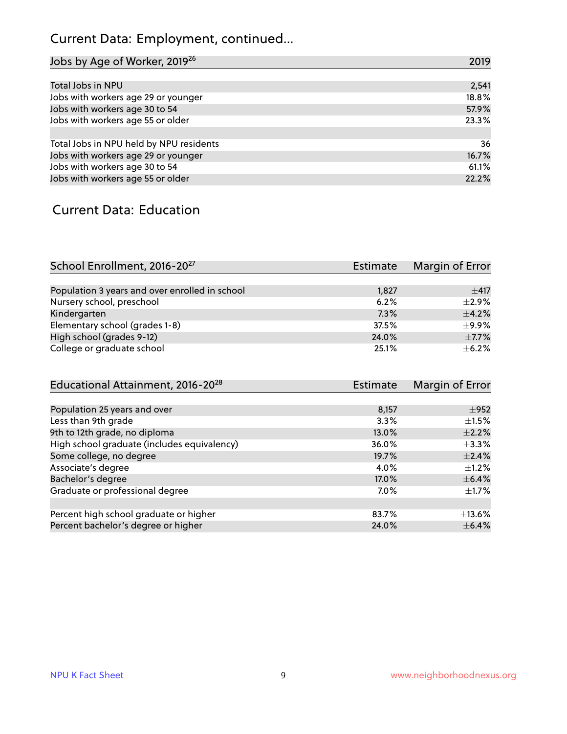## Current Data: Employment, continued...

| Jobs by Age of Worker, 2019[26] | 2019 |
|---|---|
| Total Jobs in NPU | 2,541 |
| Jobs with workers age 29 or younger | 18.8% |
| Jobs with workers age 30 to 54 | 57.9% |
| Jobs with workers age 55 or older | 23.3% |
| | |
| Total Jobs in NPU held by NPU residents | 36 |
| Jobs with workers age 29 or younger | 16.7% |
| Jobs with workers age 30 to 54 | 61.1% |
| Jobs with workers age 55 or older | 22.2% |

## Current Data: Education

| School Enrollment, 2016-20[27] | Estimate | Margin of Error |
|---|---|---|
| Population 3 years and over enrolled in school | 1,827 | ±417 |
| Nursery school, preschool | 6.2% | ±2.9% |
| Kindergarten | 7.3% | ±4.2% |
| Elementary school (grades 1-8) | 37.5% | ±9.9% |
| High school (grades 9-12) | 24.0% | ±7.7% |
| College or graduate school | 25.1% | ±6.2% |

| Educational Attainment, 2016-20[28] | Estimate | Margin of Error |
|---|---|---|
| Population 25 years and over | 8,157 | ±952 |
| Less than 9th grade | 3.3% | ±1.5% |
| 9th to 12th grade, no diploma | 13.0% | ±2.2% |
| High school graduate (includes equivalency) | 36.0% | ±3.3% |
| Some college, no degree | 19.7% | ±2.4% |
| Associate's degree | 4.0% | ±1.2% |
| Bachelor's degree | 17.0% | ±6.4% |
| Graduate or professional degree | 7.0% | ±1.7% |
| | | |
| Percent high school graduate or higher | 83.7% | ±13.6% |
| Percent bachelor's degree or higher | 24.0% | ±6.4% |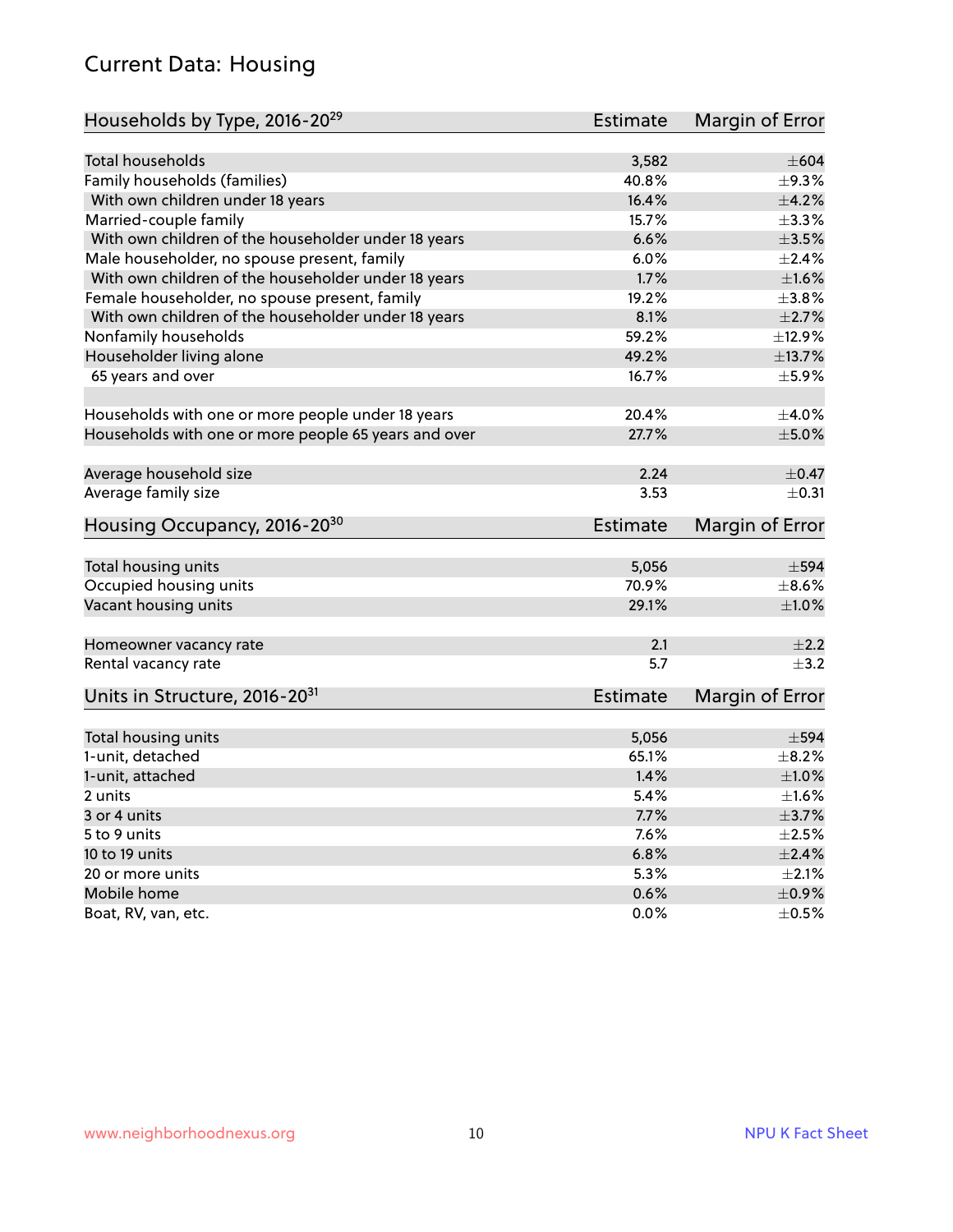## Current Data: Housing

| Households by Type, 2016-20[29] | Estimate | Margin of Error |
|---|---|---|
| Total households | 3,582 | ±604 |
| Family households (families) | 40.8% | ±9.3% |
| With own children under 18 years | 16.4% | ±4.2% |
| Married-couple family | 15.7% | ±3.3% |
| With own children of the householder under 18 years | 6.6% | ±3.5% |
| Male householder, no spouse present, family | 6.0% | ±2.4% |
| With own children of the householder under 18 years | 1.7% | ±1.6% |
| Female householder, no spouse present, family | 19.2% | ±3.8% |
| With own children of the householder under 18 years | 8.1% | ±2.7% |
| Nonfamily households | 59.2% | ±12.9% |
| Householder living alone | 49.2% | ±13.7% |
| 65 years and over | 16.7% | ±5.9% |
| | | |
| Households with one or more people under 18 years | 20.4% | ±4.0% |
| Households with one or more people 65 years and over | 27.7% | ±5.0% |
| | | |
| Average household size | 2.24 | ±0.47 |
| Average family size | 3.53 | ±0.31 |

| Housing Occupancy, 2016-20[30] | Estimate | Margin of Error |
|---|---|---|
| Total housing units | 5,056 | ±594 |
| Occupied housing units | 70.9% | ±8.6% |
| Vacant housing units | 29.1% | ±1.0% |
| | | |
| Homeowner vacancy rate | 2.1 | ±2.2 |
| Rental vacancy rate | 5.7 | ±3.2 |

| Units in Structure, 2016-20[31] | Estimate | Margin of Error |
|---|---|---|
| Total housing units | 5,056 | ±594 |
| 1-unit, detached | 65.1% | ±8.2% |
| 1-unit, attached | 1.4% | ±1.0% |
| 2 units | 5.4% | ±1.6% |
| 3 or 4 units | 7.7% | ±3.7% |
| 5 to 9 units | 7.6% | ±2.5% |
| 10 to 19 units | 6.8% | ±2.4% |
| 20 or more units | 5.3% | ±2.1% |
| Mobile home | 0.6% | ±0.9% |
| Boat, RV, van, etc. | 0.0% | ±0.5% |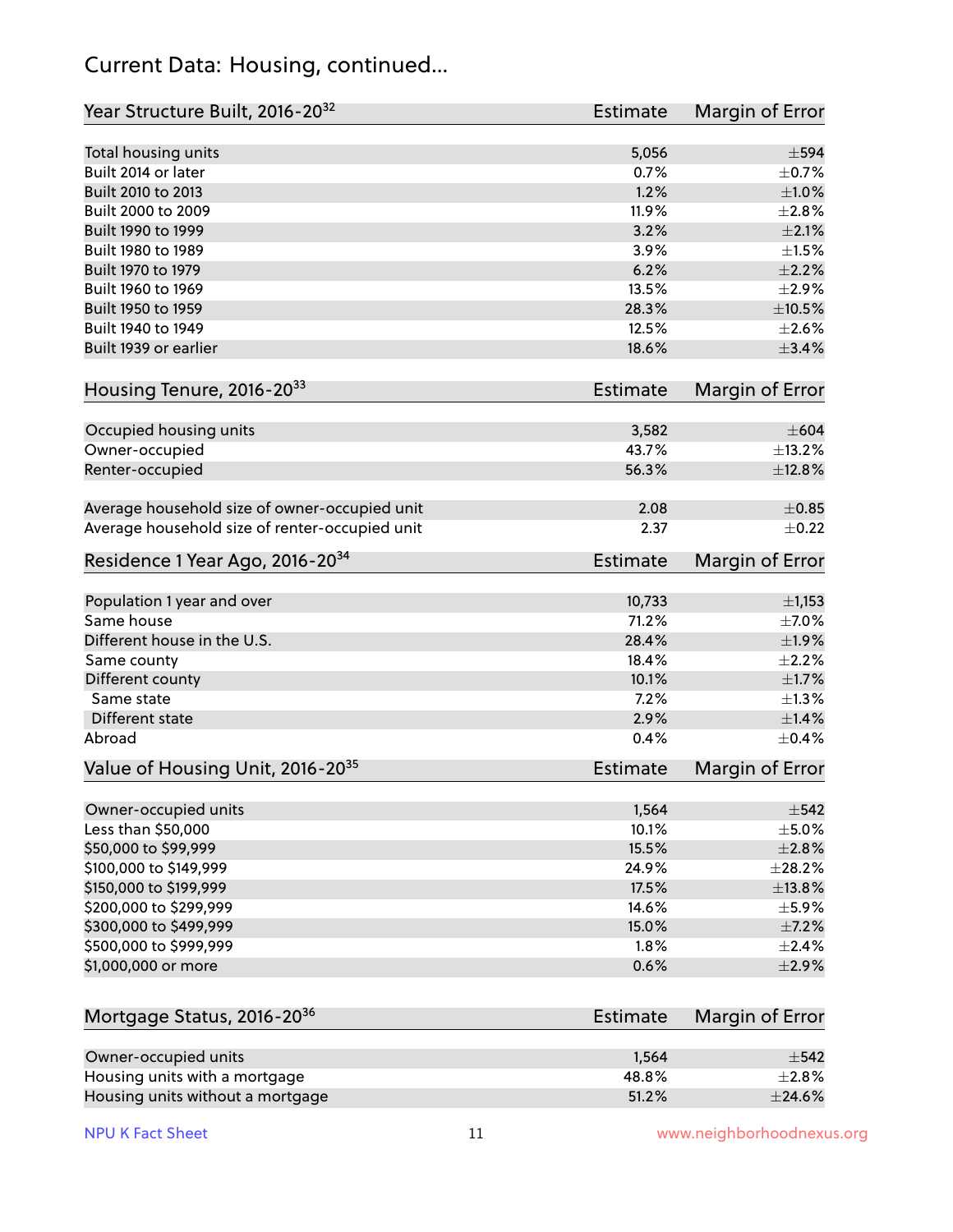## Current Data: Housing, continued...

| Year Structure Built, 2016-20[32] | Estimate | Margin of Error |
|---|---|---|
| Total housing units | 5,056 | ±594 |
| Built 2014 or later | 0.7% | ±0.7% |
| Built 2010 to 2013 | 1.2% | ±1.0% |
| Built 2000 to 2009 | 11.9% | ±2.8% |
| Built 1990 to 1999 | 3.2% | ±2.1% |
| Built 1980 to 1989 | 3.9% | ±1.5% |
| Built 1970 to 1979 | 6.2% | ±2.2% |
| Built 1960 to 1969 | 13.5% | ±2.9% |
| Built 1950 to 1959 | 28.3% | ±10.5% |
| Built 1940 to 1949 | 12.5% | ±2.6% |
| Built 1939 or earlier | 18.6% | ±3.4% |

| Housing Tenure, 2016-20[33] | Estimate | Margin of Error |
|---|---|---|
| Occupied housing units | 3,582 | ±604 |
| Owner-occupied | 43.7% | ±13.2% |
| Renter-occupied | 56.3% | ±12.8% |
| Average household size of owner-occupied unit | 2.08 | ±0.85 |
| Average household size of renter-occupied unit | 2.37 | ±0.22 |

| Residence 1 Year Ago, 2016-20[34] | Estimate | Margin of Error |
|---|---|---|
| Population 1 year and over | 10,733 | ±1,153 |
| Same house | 71.2% | ±7.0% |
| Different house in the U.S. | 28.4% | ±1.9% |
| Same county | 18.4% | ±2.2% |
| Different county | 10.1% | ±1.7% |
| Same state | 7.2% | ±1.3% |
| Different state | 2.9% | ±1.4% |
| Abroad | 0.4% | ±0.4% |

| Value of Housing Unit, 2016-20[35] | Estimate | Margin of Error |
|---|---|---|
| Owner-occupied units | 1,564 | ±542 |
| Less than $50,000 | 10.1% | ±5.0% |
| $50,000 to $99,999 | 15.5% | ±2.8% |
| $100,000 to $149,999 | 24.9% | ±28.2% |
| $150,000 to $199,999 | 17.5% | ±13.8% |
| $200,000 to $299,999 | 14.6% | ±5.9% |
| $300,000 to $499,999 | 15.0% | ±7.2% |
| $500,000 to $999,999 | 1.8% | ±2.4% |
| $1,000,000 or more | 0.6% | ±2.9% |

| Mortgage Status, 2016-20[36] | Estimate | Margin of Error |
|---|---|---|
| Owner-occupied units | 1,564 | ±542 |
| Housing units with a mortgage | 48.8% | ±2.8% |
| Housing units without a mortgage | 51.2% | ±24.6% |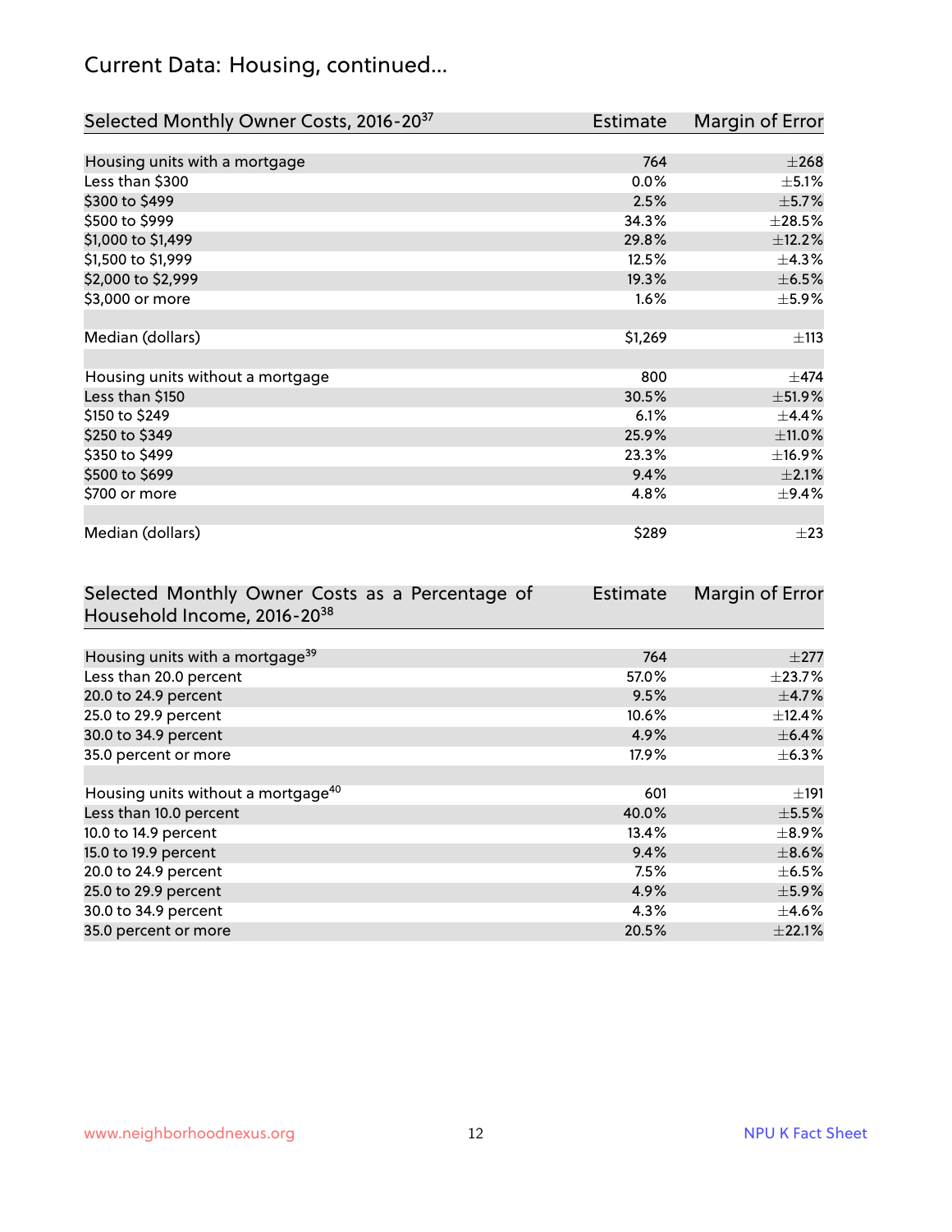# Current Data: Housing, continued...

| Selected Monthly Owner Costs, 2016-20[37] | Estimate | Margin of Error |
|---|---|---|
| Housing units with a mortgage | 764 | ±268 |
| Less than $300 | 0.0% | ±5.1% |
| $300 to $499 | 2.5% | ±5.7% |
| $500 to $999 | 34.3% | ±28.5% |
| $1,000 to $1,499 | 29.8% | ±12.2% |
| $1,500 to $1,999 | 12.5% | ±4.3% |
| $2,000 to $2,999 | 19.3% | ±6.5% |
| $3,000 or more | 1.6% | ±5.9% |
| | | |
| Median (dollars) | $1,269 | ±113 |
| | | |
| Housing units without a mortgage | 800 | ±474 |
| Less than $150 | 30.5% | ±51.9% |
| $150 to $249 | 6.1% | ±4.4% |
| $250 to $349 | 25.9% | ±11.0% |
| $350 to $499 | 23.3% | ±16.9% |
| $500 to $699 | 9.4% | ±2.1% |
| $700 or more | 4.8% | ±9.4% |
| | | |
| Median (dollars) | $289 | ±23 |

| Selected Monthly Owner Costs as a Percentage of Household Income, 2016-20[38] | Estimate | Margin of Error |
|---|---|---|
| Housing units with a mortgage[39] | 764 | ±277 |
| Less than 20.0 percent | 57.0% | ±23.7% |
| 20.0 to 24.9 percent | 9.5% | ±4.7% |
| 25.0 to 29.9 percent | 10.6% | ±12.4% |
| 30.0 to 34.9 percent | 4.9% | ±6.4% |
| 35.0 percent or more | 17.9% | ±6.3% |
| | | |
| Housing units without a mortgage[40] | 601 | ±191 |
| Less than 10.0 percent | 40.0% | ±5.5% |
| 10.0 to 14.9 percent | 13.4% | ±8.9% |
| 15.0 to 19.9 percent | 9.4% | ±8.6% |
| 20.0 to 24.9 percent | 7.5% | ±6.5% |
| 25.0 to 29.9 percent | 4.9% | ±5.9% |
| 30.0 to 34.9 percent | 4.3% | ±4.6% |
| 35.0 percent or more | 20.5% | ±22.1% |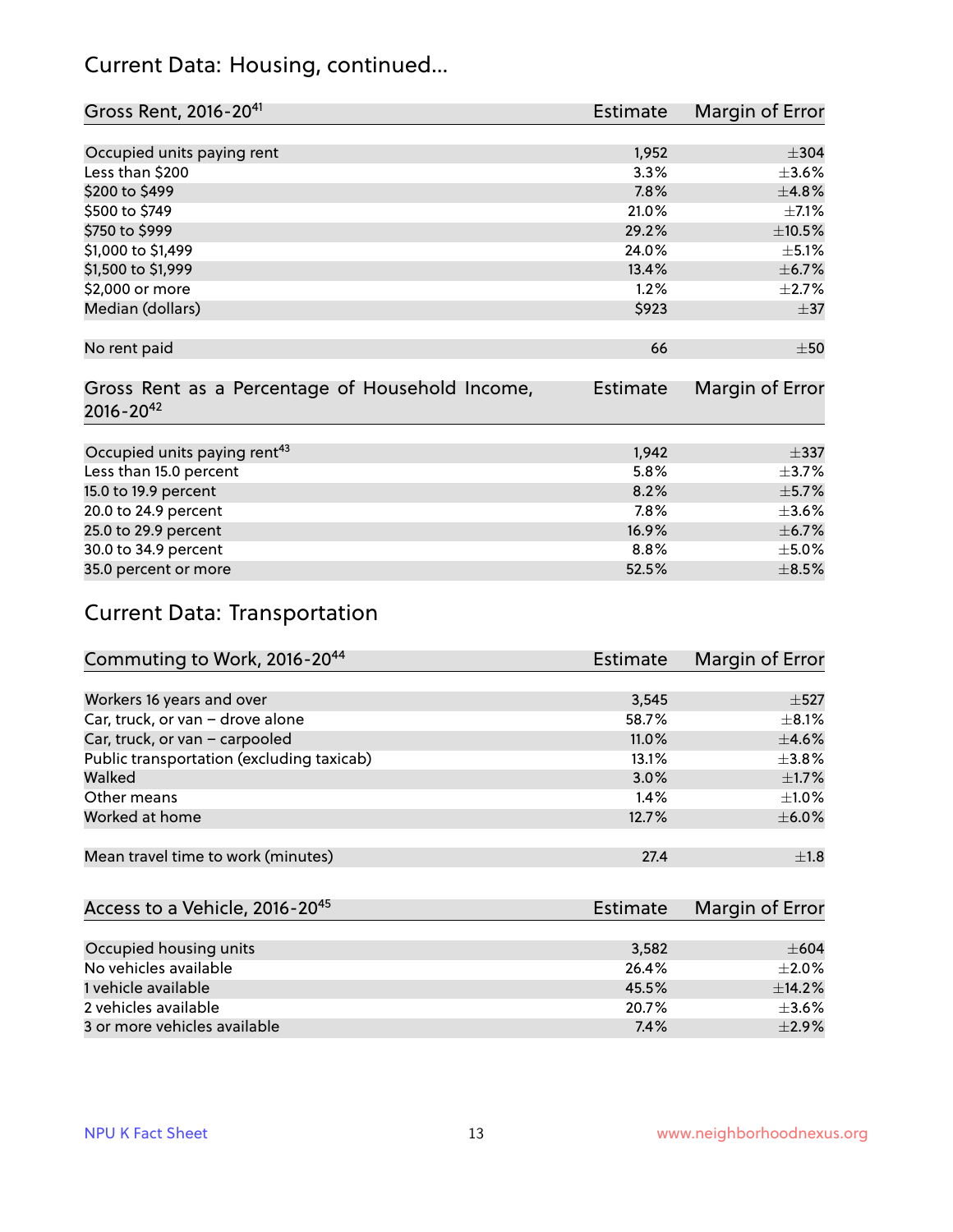## Current Data: Housing, continued...

| Gross Rent, 2016-20[41] | Estimate | Margin of Error |
|---|---|---|
| Occupied units paying rent | 1,952 | ±304 |
| Less than $200 | 3.3% | ±3.6% |
| $200 to $499 | 7.8% | ±4.8% |
| $500 to $749 | 21.0% | ±7.1% |
| $750 to $999 | 29.2% | ±10.5% |
| $1,000 to $1,499 | 24.0% | ±5.1% |
| $1,500 to $1,999 | 13.4% | ±6.7% |
| $2,000 or more | 1.2% | ±2.7% |
| Median (dollars) | $923 | ±37 |
| | | |
| No rent paid | 66 | ±50 |

| Gross Rent as a Percentage of Household Income, 2016-20[42] | Estimate | Margin of Error |
|---|---|---|
| Occupied units paying rent[43] | 1,942 | ±337 |
| Less than 15.0 percent | 5.8% | ±3.7% |
| 15.0 to 19.9 percent | 8.2% | ±5.7% |
| 20.0 to 24.9 percent | 7.8% | ±3.6% |
| 25.0 to 29.9 percent | 16.9% | ±6.7% |
| 30.0 to 34.9 percent | 8.8% | ±5.0% |
| 35.0 percent or more | 52.5% | ±8.5% |

## Current Data: Transportation

| Commuting to Work, 2016-20[44] | Estimate | Margin of Error |
|---|---|---|
| Workers 16 years and over | 3,545 | ±527 |
| Car, truck, or van – drove alone | 58.7% | ±8.1% |
| Car, truck, or van – carpooled | 11.0% | ±4.6% |
| Public transportation (excluding taxicab) | 13.1% | ±3.8% |
| Walked | 3.0% | ±1.7% |
| Other means | 1.4% | ±1.0% |
| Worked at home | 12.7% | ±6.0% |
| | | |
| Mean travel time to work (minutes) | 27.4 | ±1.8 |

| Access to a Vehicle, 2016-20[45] | Estimate | Margin of Error |
|---|---|---|
| Occupied housing units | 3,582 | ±604 |
| No vehicles available | 26.4% | ±2.0% |
| 1 vehicle available | 45.5% | ±14.2% |
| 2 vehicles available | 20.7% | ±3.6% |
| 3 or more vehicles available | 7.4% | ±2.9% |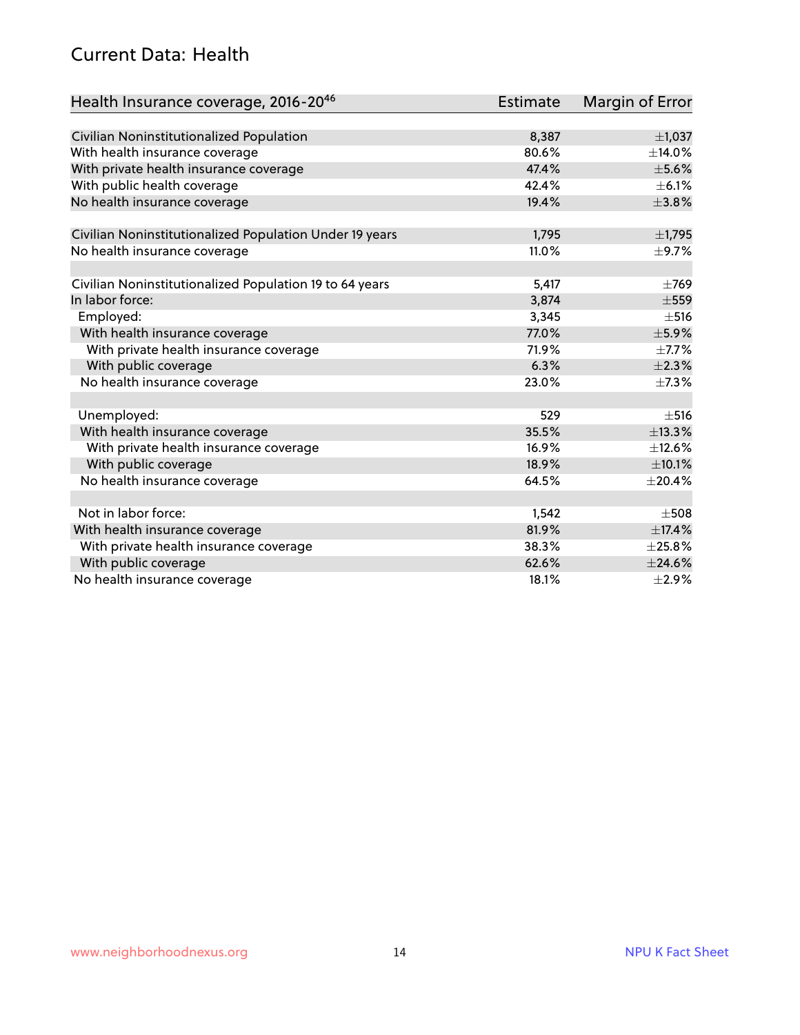## Current Data: Health

| Health Insurance coverage, 2016-20[46] | Estimate | Margin of Error |
|---|---|---|
| Civilian Noninstitutionalized Population | 8,387 | ±1,037 |
| With health insurance coverage | 80.6% | ±14.0% |
| With private health insurance coverage | 47.4% | ±5.6% |
| With public health coverage | 42.4% | ±6.1% |
| No health insurance coverage | 19.4% | ±3.8% |
| | | |
| Civilian Noninstitutionalized Population Under 19 years | 1,795 | ±1,795 |
| No health insurance coverage | 11.0% | ±9.7% |
| | | |
| Civilian Noninstitutionalized Population 19 to 64 years | 5,417 | ±769 |
| In labor force: | 3,874 | ±559 |
| Employed: | 3,345 | ±516 |
| With health insurance coverage | 77.0% | ±5.9% |
| With private health insurance coverage | 71.9% | ±7.7% |
| With public coverage | 6.3% | ±2.3% |
| No health insurance coverage | 23.0% | ±7.3% |
| | | |
| Unemployed: | 529 | ±516 |
| With health insurance coverage | 35.5% | ±13.3% |
| With private health insurance coverage | 16.9% | ±12.6% |
| With public coverage | 18.9% | ±10.1% |
| No health insurance coverage | 64.5% | ±20.4% |
| | | |
| Not in labor force: | 1,542 | ±508 |
| With health insurance coverage | 81.9% | ±17.4% |
| With private health insurance coverage | 38.3% | ±25.8% |
| With public coverage | 62.6% | ±24.6% |
| No health insurance coverage | 18.1% | ±2.9% |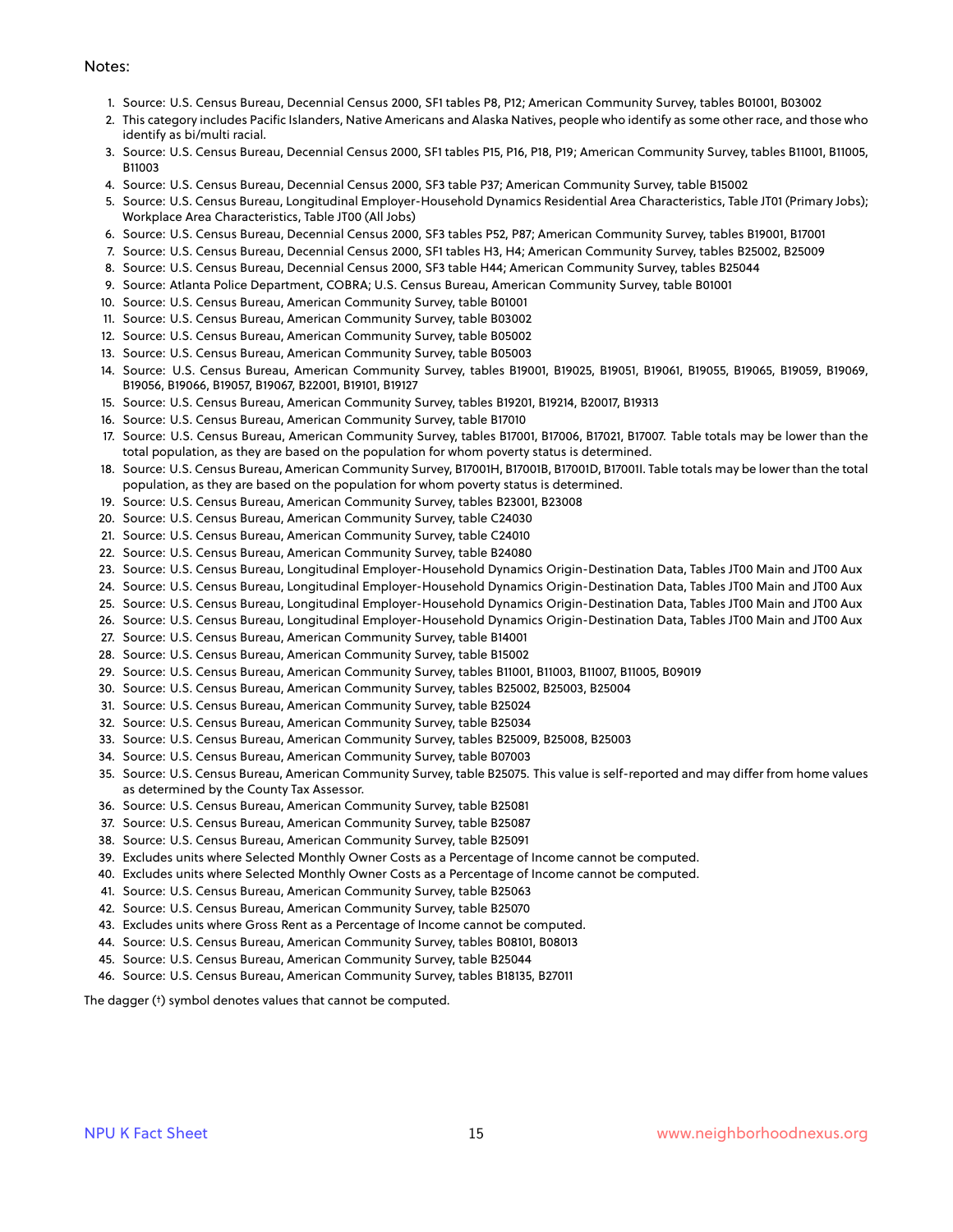Notes:

1. Source: U.S. Census Bureau, Decennial Census 2000, SF1 tables P8, P12; American Community Survey, tables B01001, B03002
2. This category includes Pacific Islanders, Native Americans and Alaska Natives, people who identify as some other race, and those who identify as bi/multi racial.
3. Source: U.S. Census Bureau, Decennial Census 2000, SF1 tables P15, P16, P18, P19; American Community Survey, tables B11001, B11005, B11003
4. Source: U.S. Census Bureau, Decennial Census 2000, SF3 table P37; American Community Survey, table B15002
5. Source: U.S. Census Bureau, Longitudinal Employer-Household Dynamics Residential Area Characteristics, Table JT01 (Primary Jobs); Workplace Area Characteristics, Table JT00 (All Jobs)
6. Source: U.S. Census Bureau, Decennial Census 2000, SF3 tables P52, P87; American Community Survey, tables B19001, B17001
7. Source: U.S. Census Bureau, Decennial Census 2000, SF1 tables H3, H4; American Community Survey, tables B25002, B25009
8. Source: U.S. Census Bureau, Decennial Census 2000, SF3 table H44; American Community Survey, tables B25044
9. Source: Atlanta Police Department, COBRA; U.S. Census Bureau, American Community Survey, table B01001
10. Source: U.S. Census Bureau, American Community Survey, table B01001
11. Source: U.S. Census Bureau, American Community Survey, table B03002
12. Source: U.S. Census Bureau, American Community Survey, table B05002
13. Source: U.S. Census Bureau, American Community Survey, table B05003
14. Source: U.S. Census Bureau, American Community Survey, tables B19001, B19025, B19051, B19061, B19055, B19065, B19059, B19069, B19056, B19066, B19057, B19067, B22001, B19101, B19127
15. Source: U.S. Census Bureau, American Community Survey, tables B19201, B19214, B20017, B19313
16. Source: U.S. Census Bureau, American Community Survey, table B17010
17. Source: U.S. Census Bureau, American Community Survey, tables B17001, B17006, B17021, B17007. Table totals may be lower than the total population, as they are based on the population for whom poverty status is determined.
18. Source: U.S. Census Bureau, American Community Survey, B17001H, B17001B, B17001D, B17001I. Table totals may be lower than the total population, as they are based on the population for whom poverty status is determined.
19. Source: U.S. Census Bureau, American Community Survey, tables B23001, B23008
20. Source: U.S. Census Bureau, American Community Survey, table C24030
21. Source: U.S. Census Bureau, American Community Survey, table C24010
22. Source: U.S. Census Bureau, American Community Survey, table B24080
23. Source: U.S. Census Bureau, Longitudinal Employer-Household Dynamics Origin-Destination Data, Tables JT00 Main and JT00 Aux
24. Source: U.S. Census Bureau, Longitudinal Employer-Household Dynamics Origin-Destination Data, Tables JT00 Main and JT00 Aux
25. Source: U.S. Census Bureau, Longitudinal Employer-Household Dynamics Origin-Destination Data, Tables JT00 Main and JT00 Aux
26. Source: U.S. Census Bureau, Longitudinal Employer-Household Dynamics Origin-Destination Data, Tables JT00 Main and JT00 Aux
27. Source: U.S. Census Bureau, American Community Survey, table B14001
28. Source: U.S. Census Bureau, American Community Survey, table B15002
29. Source: U.S. Census Bureau, American Community Survey, tables B11001, B11003, B11007, B11005, B09019
30. Source: U.S. Census Bureau, American Community Survey, tables B25002, B25003, B25004
31. Source: U.S. Census Bureau, American Community Survey, table B25024
32. Source: U.S. Census Bureau, American Community Survey, table B25034
33. Source: U.S. Census Bureau, American Community Survey, tables B25009, B25008, B25003
34. Source: U.S. Census Bureau, American Community Survey, table B07003
35. Source: U.S. Census Bureau, American Community Survey, table B25075. This value is self-reported and may differ from home values as determined by the County Tax Assessor.
36. Source: U.S. Census Bureau, American Community Survey, table B25081
37. Source: U.S. Census Bureau, American Community Survey, table B25087
38. Source: U.S. Census Bureau, American Community Survey, table B25091
39. Excludes units where Selected Monthly Owner Costs as a Percentage of Income cannot be computed.
40. Excludes units where Selected Monthly Owner Costs as a Percentage of Income cannot be computed.
41. Source: U.S. Census Bureau, American Community Survey, table B25063
42. Source: U.S. Census Bureau, American Community Survey, table B25070
43. Excludes units where Gross Rent as a Percentage of Income cannot be computed.
44. Source: U.S. Census Bureau, American Community Survey, tables B08101, B08013
45. Source: U.S. Census Bureau, American Community Survey, table B25044
46. Source: U.S. Census Bureau, American Community Survey, tables B18135, B27011

The dagger (†) symbol denotes values that cannot be computed.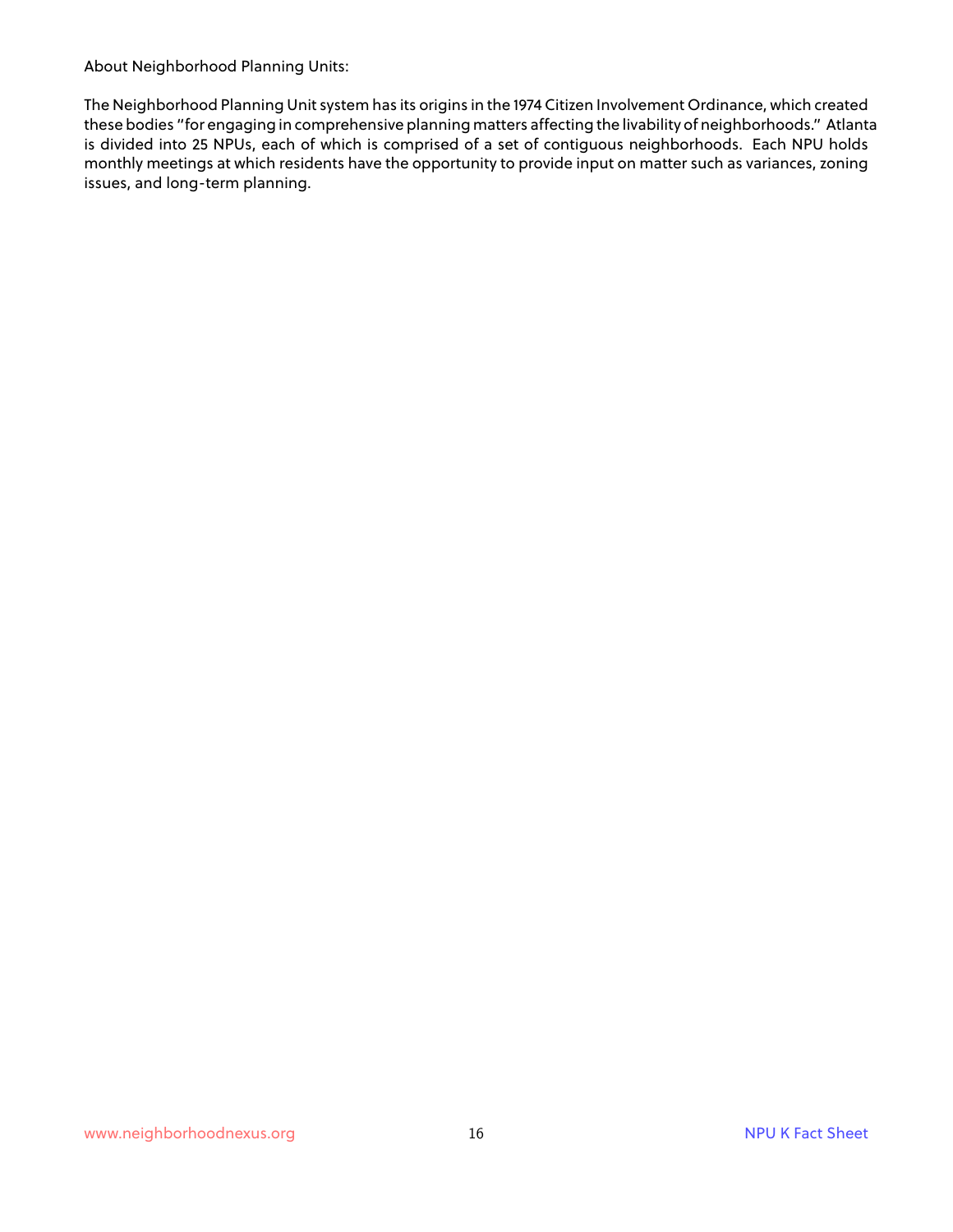About Neighborhood Planning Units:

The Neighborhood Planning Unit system has its origins in the 1974 Citizen Involvement Ordinance, which created these bodies "for engaging in comprehensive planning matters affecting the livability of neighborhoods." Atlanta is divided into 25 NPUs, each of which is comprised of a set of contiguous neighborhoods. Each NPU holds monthly meetings at which residents have the opportunity to provide input on matter such as variances, zoning issues, and long-term planning.